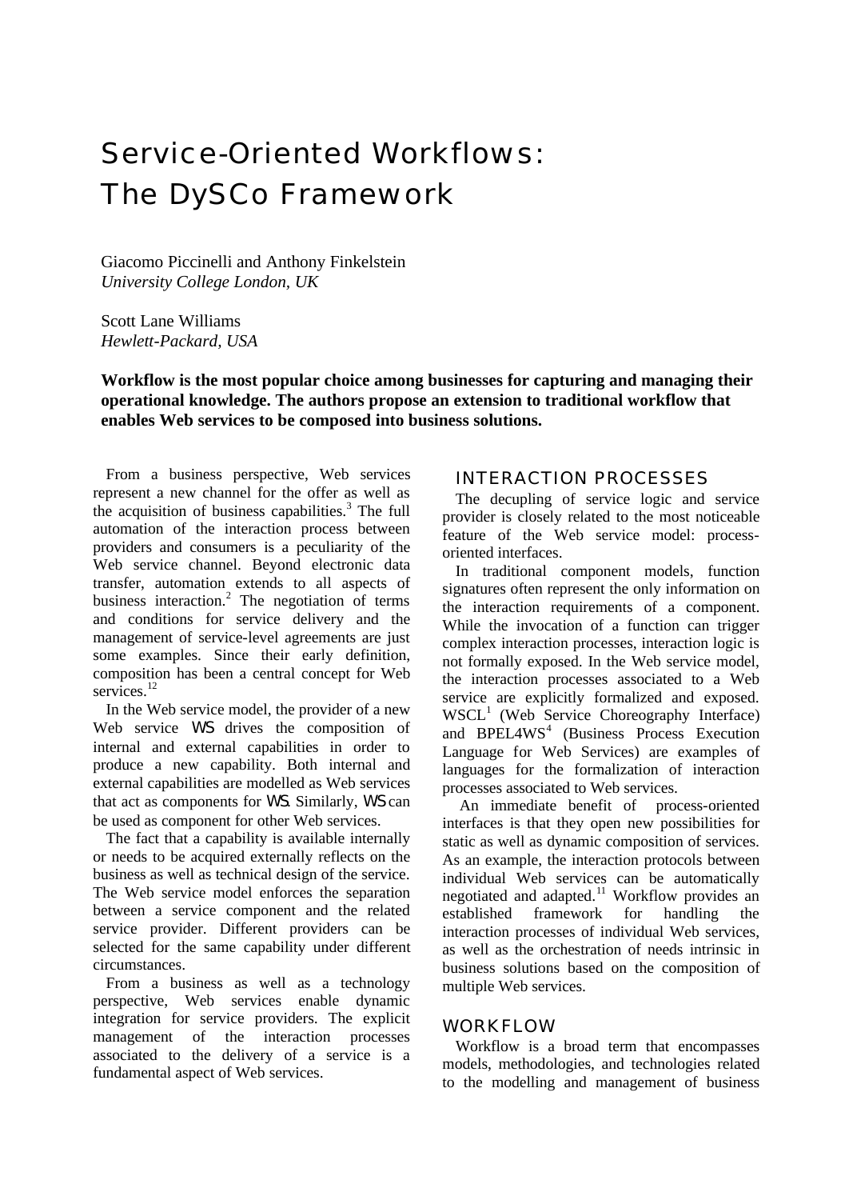# Service-Oriented Workflows: The DySCo Framework

Giacomo Piccinelli and Anthony Finkelstein
*University College London, UK*

Scott Lane Williams
*Hewlett-Packard, USA*

**Workflow is the most popular choice among businesses for capturing and managing their operational knowledge. The authors propose an extension to traditional workflow that enables Web services to be composed into business solutions.**

From a business perspective, Web services represent a new channel for the offer as well as the acquisition of business capabilities.[3] The full automation of the interaction process between providers and consumers is a peculiarity of the Web service channel. Beyond electronic data transfer, automation extends to all aspects of business interaction.[2] The negotiation of terms and conditions for service delivery and the management of service-level agreements are just some examples. Since their early definition, composition has been a central concept for Web services.[12]

In the Web service model, the provider of a new Web service *WS* drives the composition of internal and external capabilities in order to produce a new capability. Both internal and external capabilities are modelled as Web services that act as components for *WS*. Similarly, *WS* can be used as component for other Web services.

The fact that a capability is available internally or needs to be acquired externally reflects on the business as well as technical design of the service. The Web service model enforces the separation between a service component and the related service provider. Different providers can be selected for the same capability under different circumstances.

From a business as well as a technology perspective, Web services enable dynamic integration for service providers. The explicit management of the interaction processes associated to the delivery of a service is a fundamental aspect of Web services.

## INTERACTION PROCESSES

The decupling of service logic and service provider is closely related to the most noticeable feature of the Web service model: process-oriented interfaces.

In traditional component models, function signatures often represent the only information on the interaction requirements of a component. While the invocation of a function can trigger complex interaction processes, interaction logic is not formally exposed. In the Web service model, the interaction processes associated to a Web service are explicitly formalized and exposed. WSCL[1] (Web Service Choreography Interface) and BPEL4WS[4] (Business Process Execution Language for Web Services) are examples of languages for the formalization of interaction processes associated to Web services.

An immediate benefit of process-oriented interfaces is that they open new possibilities for static as well as dynamic composition of services. As an example, the interaction protocols between individual Web services can be automatically negotiated and adapted.[11] Workflow provides an established framework for handling the interaction processes of individual Web services, as well as the orchestration of needs intrinsic in business solutions based on the composition of multiple Web services.

## WORKFLOW

Workflow is a broad term that encompasses models, methodologies, and technologies related to the modelling and management of business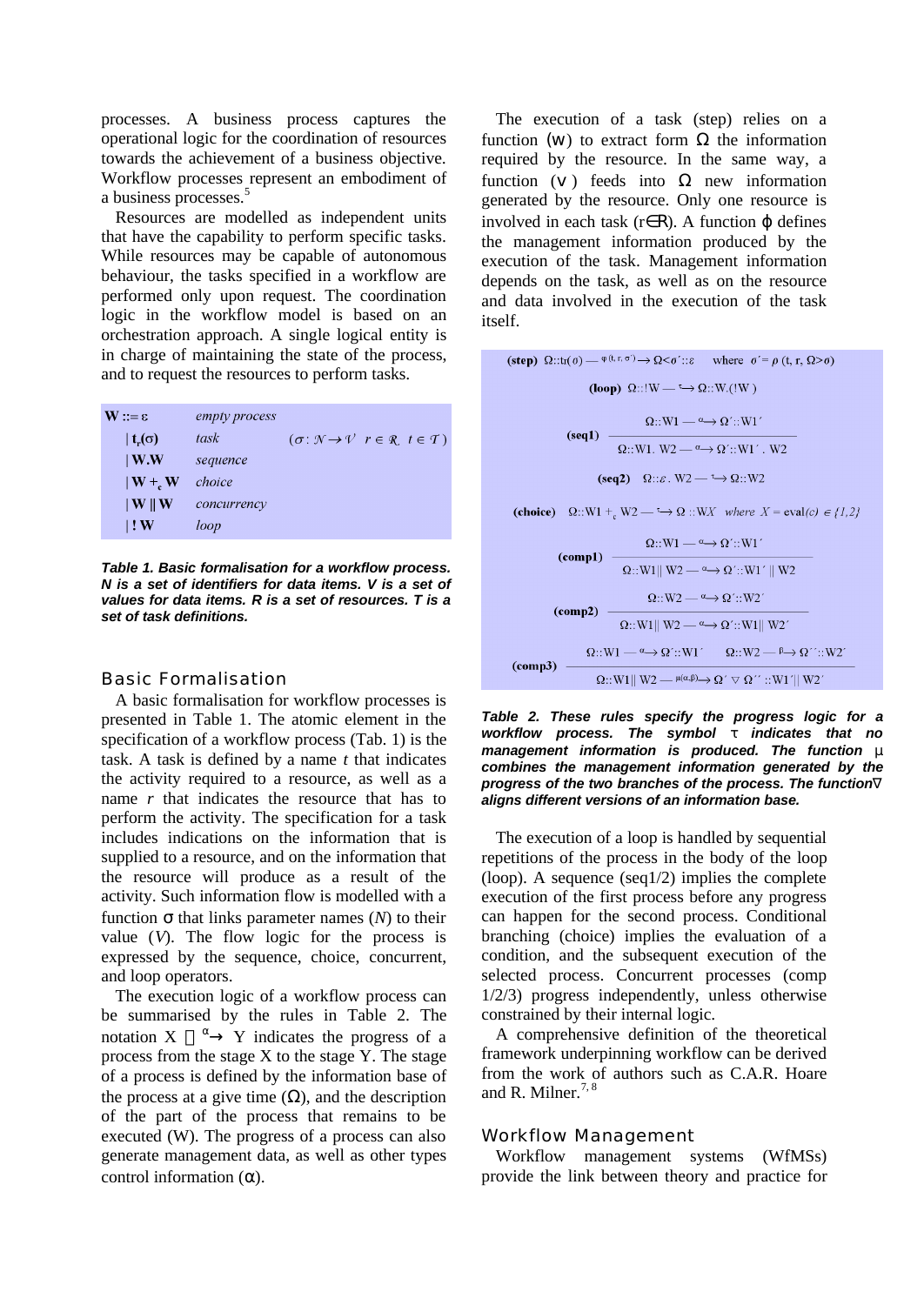processes. A business process captures the operational logic for the coordination of resources towards the achievement of a business objective. Workflow processes represent an embodiment of a business processes.[5]

Resources are modelled as independent units that have the capability to perform specific tasks. While resources may be capable of autonomous behaviour, the tasks specified in a workflow are performed only upon request. The coordination logic in the workflow model is based on an orchestration approach. A single logical entity is in charge of maintaining the state of the process, and to request the resources to perform tasks.

| | | |
|---|---|---|
| $\mathbf{W} ::= \varepsilon$ | *empty process* | |
| $\mid \mathbf{t_r(\sigma)}$ | *task* | $(\sigma : \mathcal{N} \to \mathcal{V} \;\; r \in \mathcal{R} \;\; t \in \mathcal{T})$ |
| $\mid \mathbf{W.W}$ | *sequence* | |
| $\mid \mathbf{W +_c W}$ | *choice* | |
| $\mid \mathbf{W \parallel W}$ | *concurrency* | |
| $\mid \mathbf{!\,W}$ | *loop* | |

***Table 1. Basic formalisation for a workflow process. N is a set of identifiers for data items. V is a set of values for data items. R is a set of resources. T is a set of task definitions.***

## Basic Formalisation

A basic formalisation for workflow processes is presented in Table 1. The atomic element in the specification of a workflow process (Tab. 1) is the task. A task is defined by a name *t* that indicates the activity required to a resource, as well as a name *r* that indicates the resource that has to perform the activity. The specification for a task includes indications on the information that is supplied to a resource, and on the information that the resource will produce as a result of the activity. Such information flow is modelled with a function σ that links parameter names (*N*) to their value (*V*). The flow logic for the process is expressed by the sequence, choice, concurrent, and loop operators.

The execution logic of a workflow process can be summarised by the rules in Table 2. The notation $X \xrightarrow{\alpha} Y$ indicates the progress of a process from the stage X to the stage Y. The stage of a process is defined by the information base of the process at a give time (Ω), and the description of the part of the process that remains to be executed (W). The progress of a process can also generate management data, as well as other types control information (α).

The execution of a task (step) relies on a function (ψ) to extract form Ω the information required by the resource. In the same way, a function (ν) feeds into Ω new information generated by the resource. Only one resource is involved in each task (r∈R). A function φ defines the management information produced by the execution of the task. Management information depends on the task, as well as on the resource and data involved in the execution of the task itself.

| | |
|---|---|
| **(step)** | $\Omega::t_r(\sigma) \xrightarrow{\varphi(t,r,\sigma')} \Omega\langle\sigma'::\varepsilon$ where $\sigma' = \rho(t, r, \Omega > \sigma)$ |
| **(loop)** | $\Omega::!W \xrightarrow{\tau} \Omega::W.(!W)$ |
| **(seq1)** | $\dfrac{\Omega::W1 \xrightarrow{\alpha} \Omega'::W1'}{\Omega::W1.\,W2 \xrightarrow{\alpha} \Omega'::W1'.\,W2}$ |
| **(seq2)** | $\Omega::\varepsilon.\,W2 \xrightarrow{\tau} \Omega::W2$ |
| **(choice)** | $\Omega::W1 +_c W2 \xrightarrow{\tau} \Omega::WX$ where $X = \mathrm{eval}(c) \in \{1,2\}$ |
| **(comp1)** | $\dfrac{\Omega::W1 \xrightarrow{\alpha} \Omega'::W1'}{\Omega::W1 \parallel W2 \xrightarrow{\alpha} \Omega'::W1' \parallel W2}$ |
| **(comp2)** | $\dfrac{\Omega::W2 \xrightarrow{\alpha} \Omega'::W2'}{\Omega::W1 \parallel W2 \xrightarrow{\alpha} \Omega'::W1 \parallel W2'}$ |
| **(comp3)** | $\dfrac{\Omega::W1 \xrightarrow{\alpha} \Omega'::W1' \quad \Omega::W2 \xrightarrow{\beta} \Omega''::W2'}{\Omega::W1 \parallel W2 \xrightarrow{\mu(\alpha,\beta)} \Omega' \nabla \Omega''::W1' \parallel W2'}$ |

***Table 2. These rules specify the progress logic for a workflow process. The symbol τ indicates that no management information is produced. The function μ combines the management information generated by the progress of the two branches of the process. The function∇ aligns different versions of an information base.***

The execution of a loop is handled by sequential repetitions of the process in the body of the loop (loop). A sequence (seq1/2) implies the complete execution of the first process before any progress can happen for the second process. Conditional branching (choice) implies the evaluation of a condition, and the subsequent execution of the selected process. Concurrent processes (comp 1/2/3) progress independently, unless otherwise constrained by their internal logic.

A comprehensive definition of the theoretical framework underpinning workflow can be derived from the work of authors such as C.A.R. Hoare and R. Milner.[7, 8]

## Workflow Management

Workflow management systems (WfMSs) provide the link between theory and practice for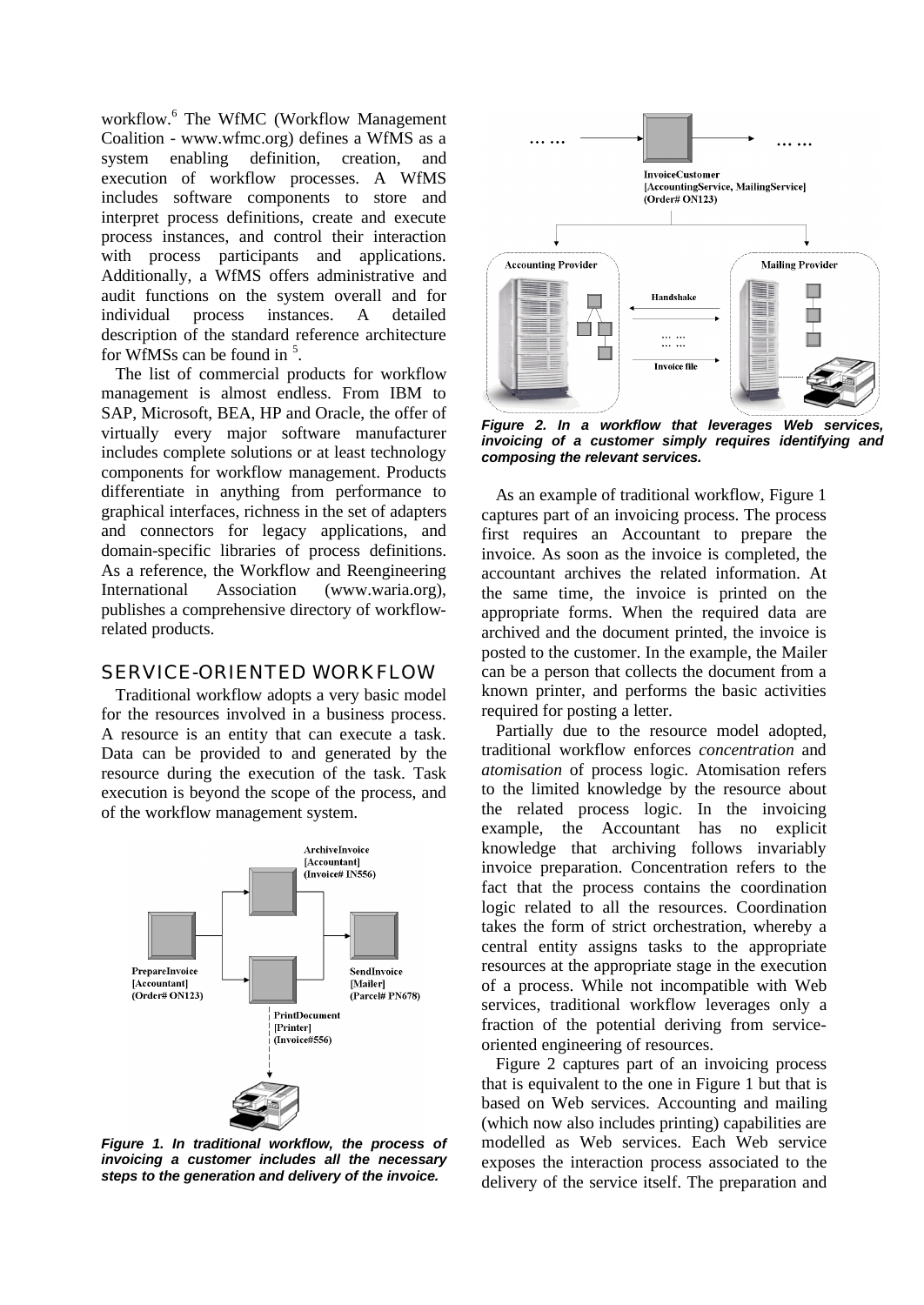workflow.[6] The WfMC (Workflow Management Coalition - www.wfmc.org) defines a WfMS as a system enabling definition, creation, and execution of workflow processes. A WfMS includes software components to store and interpret process definitions, create and execute process instances, and control their interaction with process participants and applications. Additionally, a WfMS offers administrative and audit functions on the system overall and for individual process instances. A detailed description of the standard reference architecture for WfMSs can be found in [5].

The list of commercial products for workflow management is almost endless. From IBM to SAP, Microsoft, BEA, HP and Oracle, the offer of virtually every major software manufacturer includes complete solutions or at least technology components for workflow management. Products differentiate in anything from performance to graphical interfaces, richness in the set of adapters and connectors for legacy applications, and domain-specific libraries of process definitions. As a reference, the Workflow and Reengineering International Association (www.waria.org), publishes a comprehensive directory of workflow-related products.

## SERVICE-ORIENTED WORKFLOW

Traditional workflow adopts a very basic model for the resources involved in a business process. A resource is an entity that can execute a task. Data can be provided to and generated by the resource during the execution of the task. Task execution is beyond the scope of the process, and of the workflow management system.

***Figure 1. In traditional workflow, the process of invoicing a customer includes all the necessary steps to the generation and delivery of the invoice.***

***Figure 2. In a workflow that leverages Web services, invoicing of a customer simply requires identifying and composing the relevant services.***

As an example of traditional workflow, Figure 1 captures part of an invoicing process. The process first requires an Accountant to prepare the invoice. As soon as the invoice is completed, the accountant archives the related information. At the same time, the invoice is printed on the appropriate forms. When the required data are archived and the document printed, the invoice is posted to the customer. In the example, the Mailer can be a person that collects the document from a known printer, and performs the basic activities required for posting a letter.

Partially due to the resource model adopted, traditional workflow enforces *concentration* and *atomisation* of process logic. Atomisation refers to the limited knowledge by the resource about the related process logic. In the invoicing example, the Accountant has no explicit knowledge that archiving follows invariably invoice preparation. Concentration refers to the fact that the process contains the coordination logic related to all the resources. Coordination takes the form of strict orchestration, whereby a central entity assigns tasks to the appropriate resources at the appropriate stage in the execution of a process. While not incompatible with Web services, traditional workflow leverages only a fraction of the potential deriving from service-oriented engineering of resources.

Figure 2 captures part of an invoicing process that is equivalent to the one in Figure 1 but that is based on Web services. Accounting and mailing (which now also includes printing) capabilities are modelled as Web services. Each Web service exposes the interaction process associated to the delivery of the service itself. The preparation and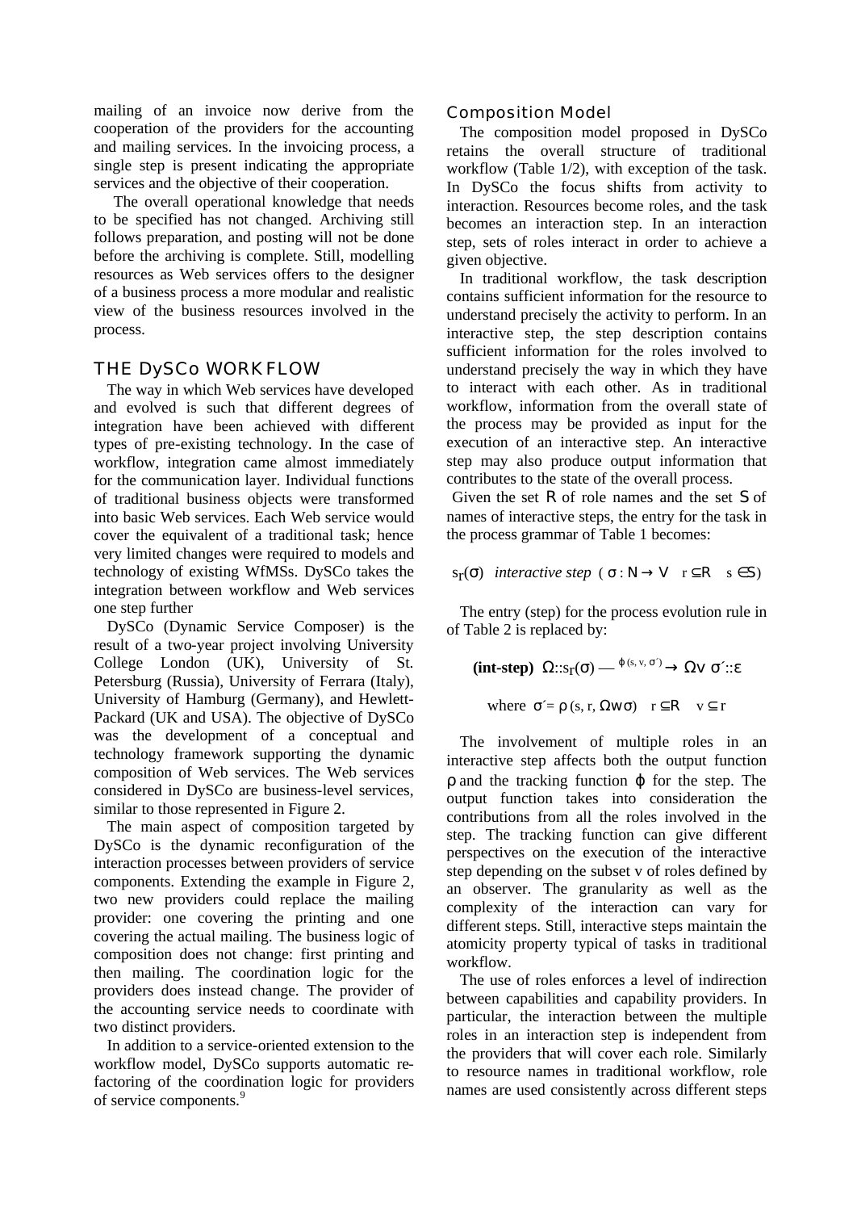mailing of an invoice now derive from the cooperation of the providers for the accounting and mailing services. In the invoicing process, a single step is present indicating the appropriate services and the objective of their cooperation.

The overall operational knowledge that needs to be specified has not changed. Archiving still follows preparation, and posting will not be done before the archiving is complete. Still, modelling resources as Web services offers to the designer of a business process a more modular and realistic view of the business resources involved in the process.

## THE DySCo WORKFLOW

The way in which Web services have developed and evolved is such that different degrees of integration have been achieved with different types of pre-existing technology. In the case of workflow, integration came almost immediately for the communication layer. Individual functions of traditional business objects were transformed into basic Web services. Each Web service would cover the equivalent of a traditional task; hence very limited changes were required to models and technology of existing WfMSs. DySCo takes the integration between workflow and Web services one step further

DySCo (Dynamic Service Composer) is the result of a two-year project involving University College London (UK), University of St. Petersburg (Russia), University of Ferrara (Italy), University of Hamburg (Germany), and Hewlett-Packard (UK and USA). The objective of DySCo was the development of a conceptual and technology framework supporting the dynamic composition of Web services. The Web services considered in DySCo are business-level services, similar to those represented in Figure 2.

The main aspect of composition targeted by DySCo is the dynamic reconfiguration of the interaction processes between providers of service components. Extending the example in Figure 2, two new providers could replace the mailing provider: one covering the printing and one covering the actual mailing. The business logic of composition does not change: first printing and then mailing. The coordination logic for the providers does instead change. The provider of the accounting service needs to coordinate with two distinct providers.

In addition to a service-oriented extension to the workflow model, DySCo supports automatic re-factoring of the coordination logic for providers of service components.[9]

### Composition Model

The composition model proposed in DySCo retains the overall structure of traditional workflow (Table 1/2), with exception of the task. In DySCo the focus shifts from activity to interaction. Resources become roles, and the task becomes an interaction step. In an interaction step, sets of roles interact in order to achieve a given objective.

In traditional workflow, the task description contains sufficient information for the resource to understand precisely the activity to perform. In an interactive step, the step description contains sufficient information for the roles involved to understand precisely the way in which they have to interact with each other. As in traditional workflow, information from the overall state of the process may be provided as input for the execution of an interactive step. An interactive step may also produce output information that contributes to the state of the overall process.

Given the set $R$ of role names and the set $S$ of names of interactive steps, the entry for the task in the process grammar of Table 1 becomes:

$$s_r(\sigma) \quad \textit{interactive step} \quad (\sigma : N \rightarrow V \quad r \subseteq R \quad s \in S)$$

The entry (step) for the process evolution rule in of Table 2 is replaced by:

$$\textbf{(int-step)} \quad \Omega{::}s_r(\sigma) \xrightarrow{\varphi(s,\, v,\, \sigma')} \Omega\vee\sigma'{::}\varepsilon$$

$$\text{where } \sigma' = \rho\,(s, r, \Omega w \sigma) \quad r \subseteq R \quad v \subseteq r$$

The involvement of multiple roles in an interactive step affects both the output function $\rho$ and the tracking function $\varphi$ for the step. The output function takes into consideration the contributions from all the roles involved in the step. The tracking function can give different perspectives on the execution of the interactive step depending on the subset v of roles defined by an observer. The granularity as well as the complexity of the interaction can vary for different steps. Still, interactive steps maintain the atomicity property typical of tasks in traditional workflow.

The use of roles enforces a level of indirection between capabilities and capability providers. In particular, the interaction between the multiple roles in an interaction step is independent from the providers that will cover each role. Similarly to resource names in traditional workflow, role names are used consistently across different steps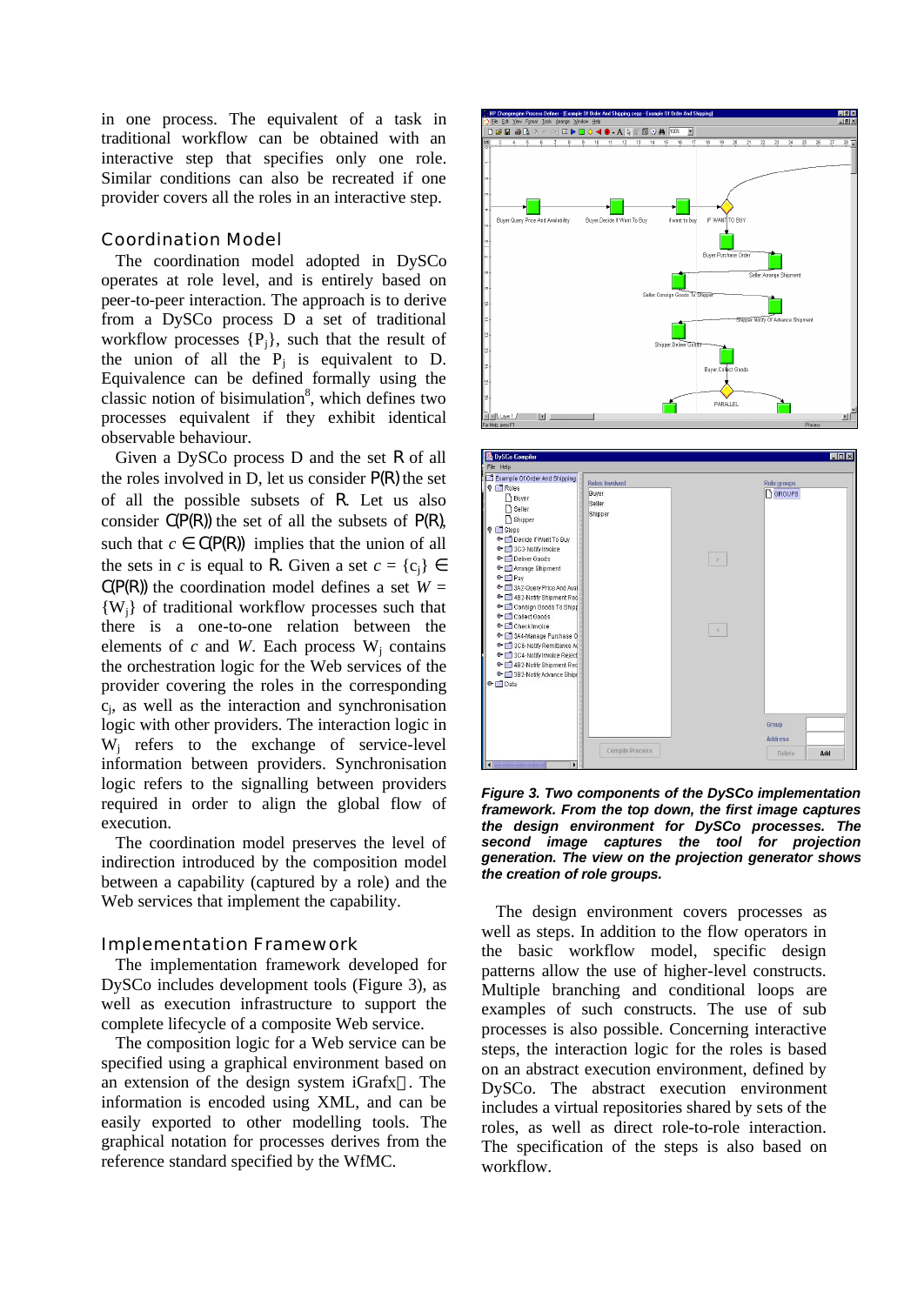in one process. The equivalent of a task in traditional workflow can be obtained with an interactive step that specifies only one role. Similar conditions can also be recreated if one provider covers all the roles in an interactive step.

## Coordination Model

The coordination model adopted in DySCo operates at role level, and is entirely based on peer-to-peer interaction. The approach is to derive from a DySCo process D a set of traditional workflow processes $\{P_j\}$, such that the result of the union of all the $P_j$ is equivalent to D. Equivalence can be defined formally using the classic notion of bisimulation[8], which defines two processes equivalent if they exhibit identical observable behaviour.

Given a DySCo process D and the set $\mathcal{R}$ of all the roles involved in D, let us consider $\mathcal{P}(\mathcal{R})$ the set of all the possible subsets of $\mathcal{R}$. Let us also consider $\mathcal{C}(\mathcal{P}(\mathcal{R}))$ the set of all the subsets of $\mathcal{P}(\mathcal{R})$, such that $c \in \mathcal{C}(\mathcal{P}(\mathcal{R}))$ implies that the union of all the sets in $c$ is equal to $\mathcal{R}$. Given a set $c = \{c_j\} \in \mathcal{C}(\mathcal{P}(\mathcal{R}))$ the coordination model defines a set $W = \{W_j\}$ of traditional workflow processes such that there is a one-to-one relation between the elements of $c$ and $W$. Each process $W_j$ contains the orchestration logic for the Web services of the provider covering the roles in the corresponding $c_j$, as well as the interaction and synchronisation logic with other providers. The interaction logic in $W_j$ refers to the exchange of service-level information between providers. Synchronisation logic refers to the signalling between providers required in order to align the global flow of execution.

The coordination model preserves the level of indirection introduced by the composition model between a capability (captured by a role) and the Web services that implement the capability.

## Implementation Framework

The implementation framework developed for DySCo includes development tools (Figure 3), as well as execution infrastructure to support the complete lifecycle of a composite Web service.

The composition logic for a Web service can be specified using a graphical environment based on an extension of the design system iGrafx. The information is encoded using XML, and can be easily exported to other modelling tools. The graphical notation for processes derives from the reference standard specified by the WfMC.

***Figure 3. Two components of the DySCo implementation framework. From the top down, the first image captures the design environment for DySCo processes. The second image captures the tool for projection generation. The view on the projection generator shows the creation of role groups.***

The design environment covers processes as well as steps. In addition to the flow operators in the basic workflow model, specific design patterns allow the use of higher-level constructs. Multiple branching and conditional loops are examples of such constructs. The use of sub processes is also possible. Concerning interactive steps, the interaction logic for the roles is based on an abstract execution environment, defined by DySCo. The abstract execution environment includes a virtual repositories shared by sets of the roles, as well as direct role-to-role interaction. The specification of the steps is also based on workflow.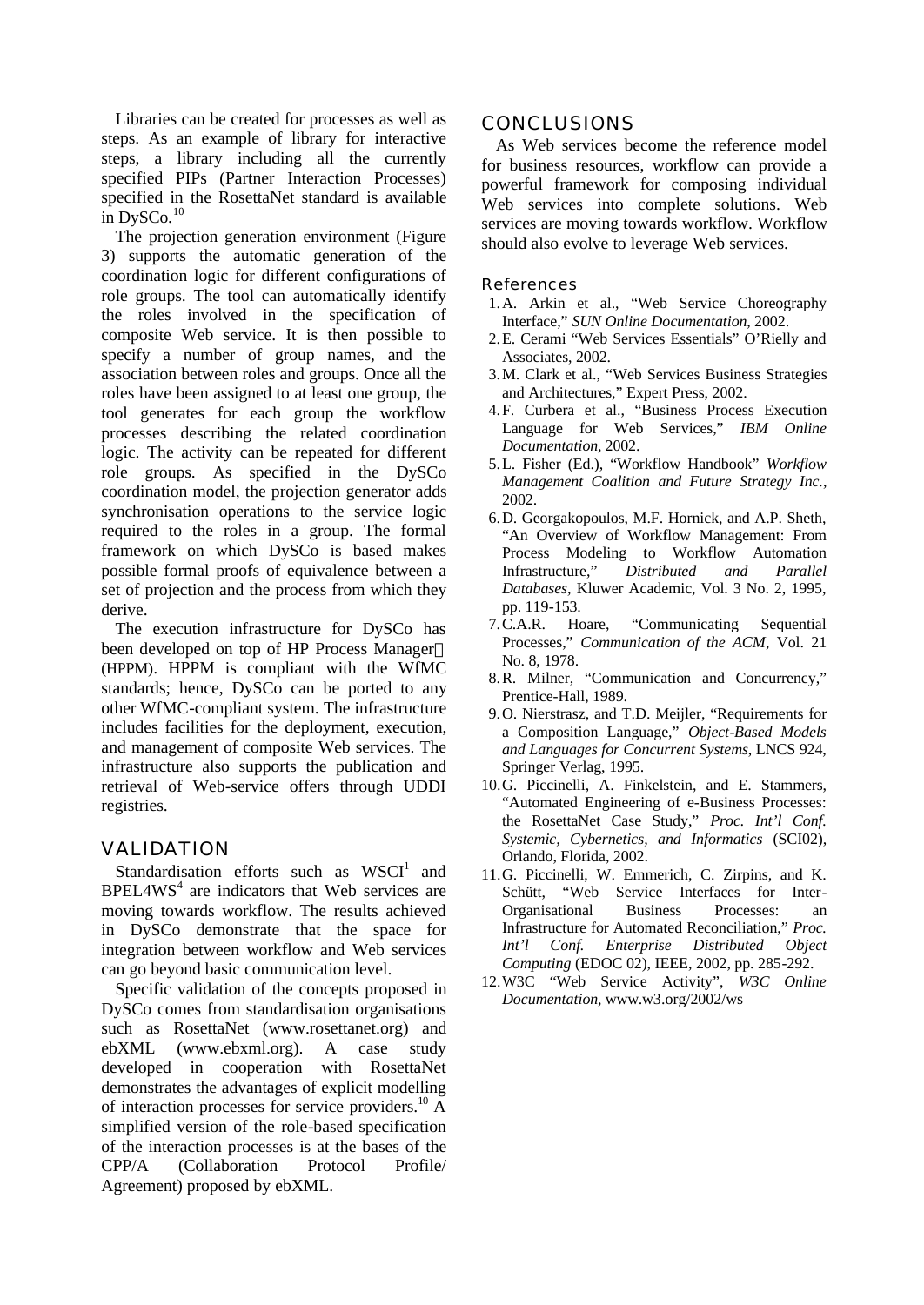Libraries can be created for processes as well as steps. As an example of library for interactive steps, a library including all the currently specified PIPs (Partner Interaction Processes) specified in the RosettaNet standard is available in DySCo.[10]

The projection generation environment (Figure 3) supports the automatic generation of the coordination logic for different configurations of role groups. The tool can automatically identify the roles involved in the specification of composite Web service. It is then possible to specify a number of group names, and the association between roles and groups. Once all the roles have been assigned to at least one group, the tool generates for each group the workflow processes describing the related coordination logic. The activity can be repeated for different role groups. As specified in the DySCo coordination model, the projection generator adds synchronisation operations to the service logic required to the roles in a group. The formal framework on which DySCo is based makes possible formal proofs of equivalence between a set of projection and the process from which they derive.

The execution infrastructure for DySCo has been developed on top of HP Process Manager (HPPM). HPPM is compliant with the WfMC standards; hence, DySCo can be ported to any other WfMC-compliant system. The infrastructure includes facilities for the deployment, execution, and management of composite Web services. The infrastructure also supports the publication and retrieval of Web-service offers through UDDI registries.

## VALIDATION

Standardisation efforts such as WSCI[1] and BPEL4WS[4] are indicators that Web services are moving towards workflow. The results achieved in DySCo demonstrate that the space for integration between workflow and Web services can go beyond basic communication level.

Specific validation of the concepts proposed in DySCo comes from standardisation organisations such as RosettaNet (www.rosettanet.org) and ebXML (www.ebxml.org). A case study developed in cooperation with RosettaNet demonstrates the advantages of explicit modelling of interaction processes for service providers.[10] A simplified version of the role-based specification of the interaction processes is at the bases of the CPP/A (Collaboration Protocol Profile/ Agreement) proposed by ebXML.

## CONCLUSIONS

As Web services become the reference model for business resources, workflow can provide a powerful framework for composing individual Web services into complete solutions. Web services are moving towards workflow. Workflow should also evolve to leverage Web services.

### References

1. A. Arkin et al., "Web Service Choreography Interface," *SUN Online Documentation*, 2002.
2. E. Cerami "Web Services Essentials" O'Rielly and Associates, 2002.
3. M. Clark et al., "Web Services Business Strategies and Architectures," Expert Press, 2002.
4. F. Curbera et al., "Business Process Execution Language for Web Services," *IBM Online Documentation*, 2002.
5. L. Fisher (Ed.), "Workflow Handbook" *Workflow Management Coalition and Future Strategy Inc.*, 2002.
6. D. Georgakopoulos, M.F. Hornick, and A.P. Sheth, "An Overview of Workflow Management: From Process Modeling to Workflow Automation Infrastructure," *Distributed and Parallel Databases*, Kluwer Academic, Vol. 3 No. 2, 1995, pp. 119-153.
7. C.A.R. Hoare, "Communicating Sequential Processes," *Communication of the ACM*, Vol. 21 No. 8, 1978.
8. R. Milner, "Communication and Concurrency," Prentice-Hall, 1989.
9. O. Nierstrasz, and T.D. Meijler, "Requirements for a Composition Language," *Object-Based Models and Languages for Concurrent Systems*, LNCS 924, Springer Verlag, 1995.
10. G. Piccinelli, A. Finkelstein, and E. Stammers, "Automated Engineering of e-Business Processes: the RosettaNet Case Study," *Proc. Int'l Conf. Systemic, Cybernetics, and Informatics* (SCI02), Orlando, Florida, 2002.
11. G. Piccinelli, W. Emmerich, C. Zirpins, and K. Schütt, "Web Service Interfaces for Inter-Organisational Business Processes: an Infrastructure for Automated Reconciliation," *Proc. Int'l Conf. Enterprise Distributed Object Computing* (EDOC 02), IEEE, 2002, pp. 285-292.
12. W3C "Web Service Activity", *W3C Online Documentation*, www.w3.org/2002/ws